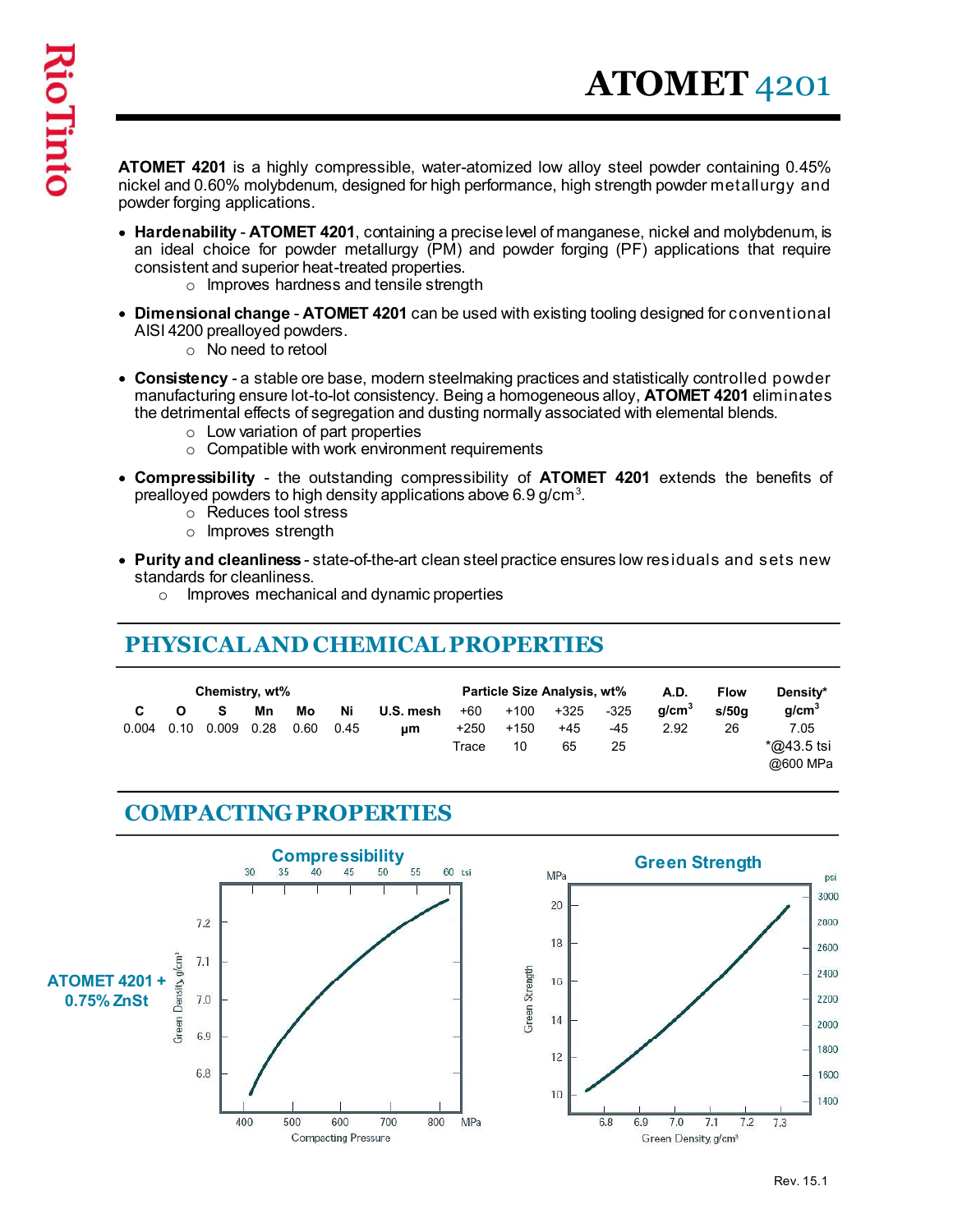# ATOMET 4201

**ATOMET 4201** is a highly compressible, water-atomized low alloy steel powder containing 0.45% nickel and 0.60% molybdenum, designed for high performance, high strength powder metallurgy and powder forging applications.

- **Hardenability** - **ATOMET 4201**, containing a precise level of manganese, nickel and molybdenum, is an ideal choice for powder metallurgy (PM) and powder forging (PF) applications that require consistent and superior heat-treated properties.
  - Improves hardness and tensile strength
- **Dimensional change** - **ATOMET 4201** can be used with existing tooling designed for conventional AISI 4200 prealloyed powders.
  - No need to retool
- **Consistency** - a stable ore base, modern steelmaking practices and statistically controlled powder manufacturing ensure lot-to-lot consistency. Being a homogeneous alloy, **ATOMET 4201** eliminates the detrimental effects of segregation and dusting normally associated with elemental blends.
  - Low variation of part properties
  - Compatible with work environment requirements
- **Compressibility** - the outstanding compressibility of **ATOMET 4201** extends the benefits of prealloyed powders to high density applications above 6.9 g/cm$^3$.
  - Reduces tool stress
  - Improves strength
- **Purity and cleanliness** - state-of-the-art clean steel practice ensures low residuals and sets new standards for cleanliness.
  - Improves mechanical and dynamic properties

## PHYSICAL AND CHEMICAL PROPERTIES

| Chemistry, wt% | | | | | | | Particle Size Analysis, wt% | | | | A.D. | Flow | Density* |
|---|---|---|---|---|---|---|---|---|---|---|---|---|---|
| C | O | S | Mn | Mo | Ni | U.S. mesh | +60 | +100 | +325 | -325 | g/cm$^3$ | s/50g | g/cm$^3$ |
| 0.004 | 0.10 | 0.009 | 0.28 | 0.60 | 0.45 | µm | +250 | +150 | +45 | -45 | 2.92 | 26 | 7.05 |
| | | | | | | | Trace | 10 | 65 | 25 | | | *@43.5 tsi @600 MPa |

## COMPACTING PROPERTIES

**ATOMET 4201 + 0.75% ZnSt**

**Compressibility** — Green Density, g/cm$^3$ (6.8–7.2) vs. Compacting Pressure (400–800 MPa; 30–60 tsi)

**Green Strength** — Green Strength (10–20 MPa; 1400–3000 psi) vs. Green Density, g/cm$^3$ (6.8–7.3)

Rev. 15.1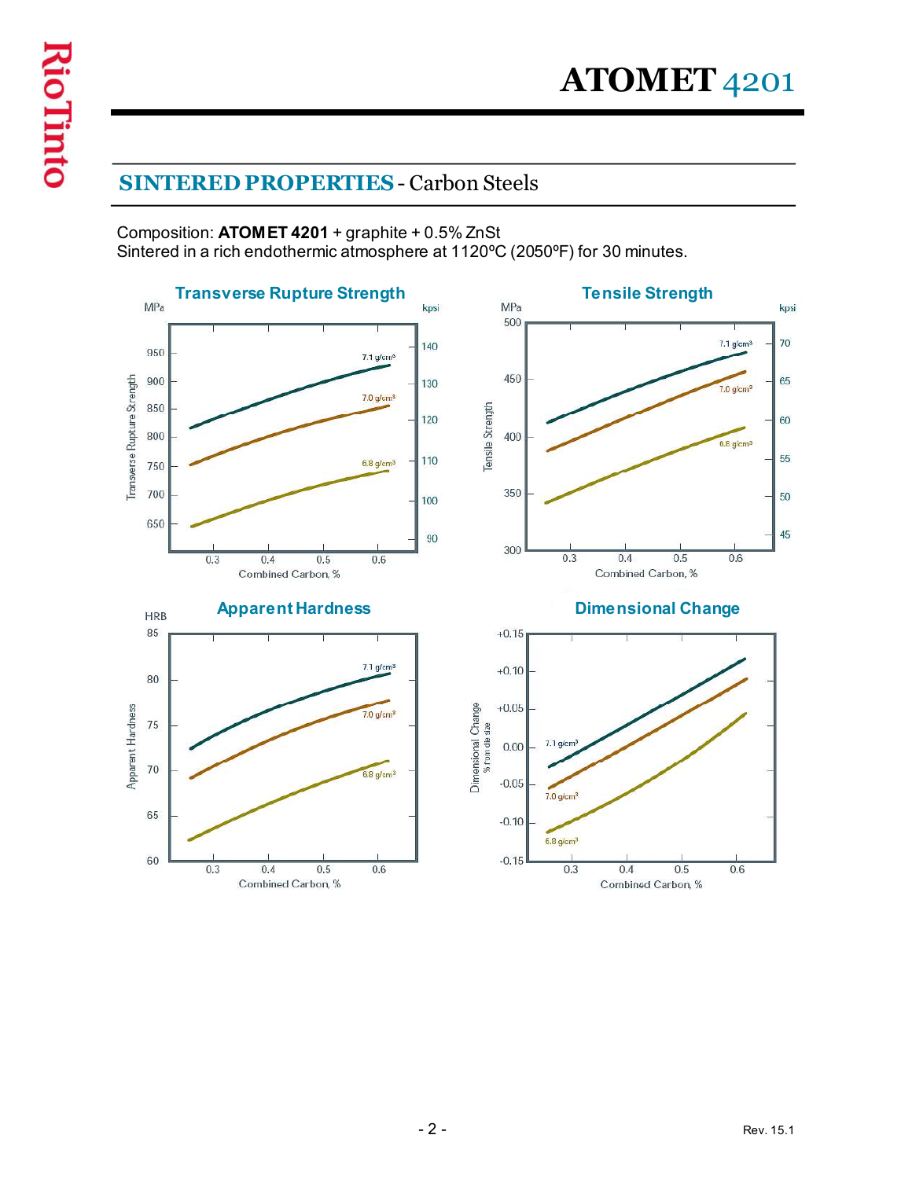# ATOMET 4201

## SINTERED PROPERTIES - Carbon Steels

Composition: **ATOMET 4201** + graphite + 0.5% ZnSt
Sintered in a rich endothermic atmosphere at 1120ºC (2050ºF) for 30 minutes.

### Transverse Rupture Strength

### Tensile Strength

### Apparent Hardness

### Dimensional Change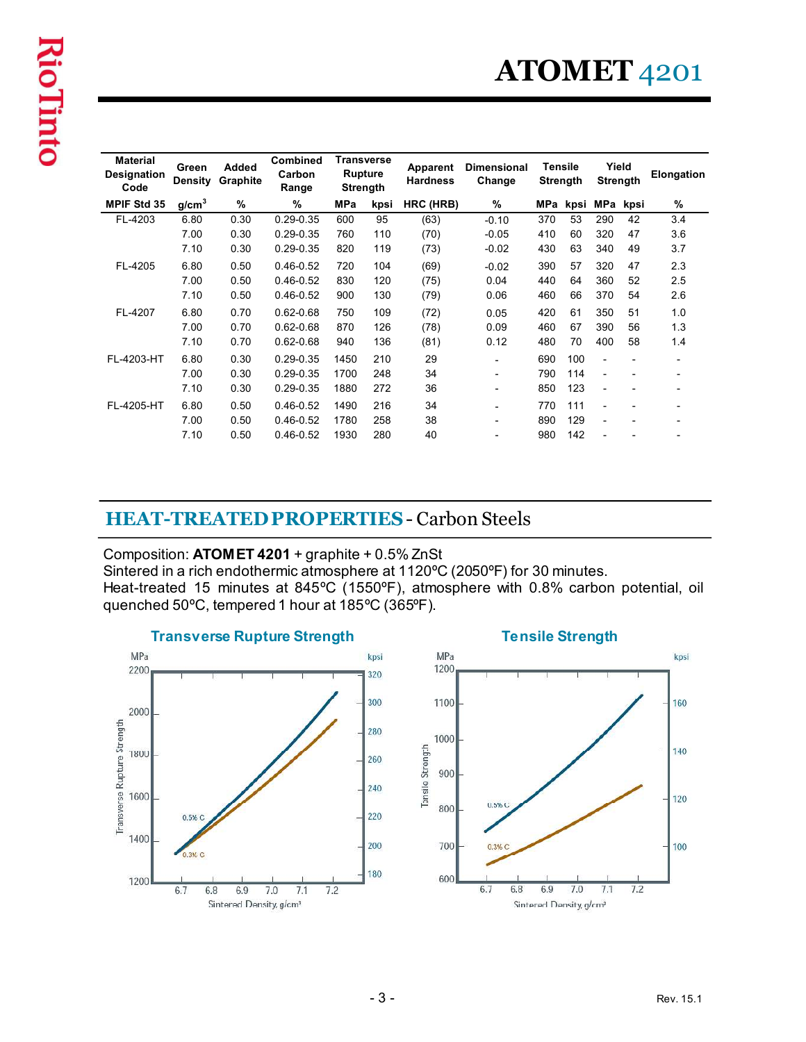# ATOMET 4201

| Material Designation Code | Green Density | Added Graphite | Combined Carbon Range | Transverse Rupture Strength | | Apparent Hardness | Dimensional Change | Tensile Strength | | Yield Strength | | Elongation |
|---|---|---|---|---|---|---|---|---|---|---|---|---|
| MPIF Std 35 | g/cm$^3$ | % | % | MPa | kpsi | HRC (HRB) | % | MPa | kpsi | MPa | kpsi | % |
| FL-4203 | 6.80 | 0.30 | 0.29-0.35 | 600 | 95 | (63) | -0.10 | 370 | 53 | 290 | 42 | 3.4 |
| | 7.00 | 0.30 | 0.29-0.35 | 760 | 110 | (70) | -0.05 | 410 | 60 | 320 | 47 | 3.6 |
| | 7.10 | 0.30 | 0.29-0.35 | 820 | 119 | (73) | -0.02 | 430 | 63 | 340 | 49 | 3.7 |
| FL-4205 | 6.80 | 0.50 | 0.46-0.52 | 720 | 104 | (69) | -0.02 | 390 | 57 | 320 | 47 | 2.3 |
| | 7.00 | 0.50 | 0.46-0.52 | 830 | 120 | (75) | 0.04 | 440 | 64 | 360 | 52 | 2.5 |
| | 7.10 | 0.50 | 0.46-0.52 | 900 | 130 | (79) | 0.06 | 460 | 66 | 370 | 54 | 2.6 |
| FL-4207 | 6.80 | 0.70 | 0.62-0.68 | 750 | 109 | (72) | 0.05 | 420 | 61 | 350 | 51 | 1.0 |
| | 7.00 | 0.70 | 0.62-0.68 | 870 | 126 | (78) | 0.09 | 460 | 67 | 390 | 56 | 1.3 |
| | 7.10 | 0.70 | 0.62-0.68 | 940 | 136 | (81) | 0.12 | 480 | 70 | 400 | 58 | 1.4 |
| FL-4203-HT | 6.80 | 0.30 | 0.29-0.35 | 1450 | 210 | 29 | - | 690 | 100 | - | - | - |
| | 7.00 | 0.30 | 0.29-0.35 | 1700 | 248 | 34 | - | 790 | 114 | - | - | - |
| | 7.10 | 0.30 | 0.29-0.35 | 1880 | 272 | 36 | - | 850 | 123 | - | - | - |
| FL-4205-HT | 6.80 | 0.50 | 0.46-0.52 | 1490 | 216 | 34 | - | 770 | 111 | - | - | - |
| | 7.00 | 0.50 | 0.46-0.52 | 1780 | 258 | 38 | - | 890 | 129 | - | - | - |
| | 7.10 | 0.50 | 0.46-0.52 | 1930 | 280 | 40 | - | 980 | 142 | - | - | - |

## HEAT-TREATED PROPERTIES - Carbon Steels

Composition: **ATOMET 4201** + graphite + 0.5% ZnSt
Sintered in a rich endothermic atmosphere at 1120ºC (2050ºF) for 30 minutes.
Heat-treated 15 minutes at 845ºC (1550ºF), atmosphere with 0.8% carbon potential, oil quenched 50ºC, tempered 1 hour at 185ºC (365ºF).

**Transverse Rupture Strength**

**Tensile Strength**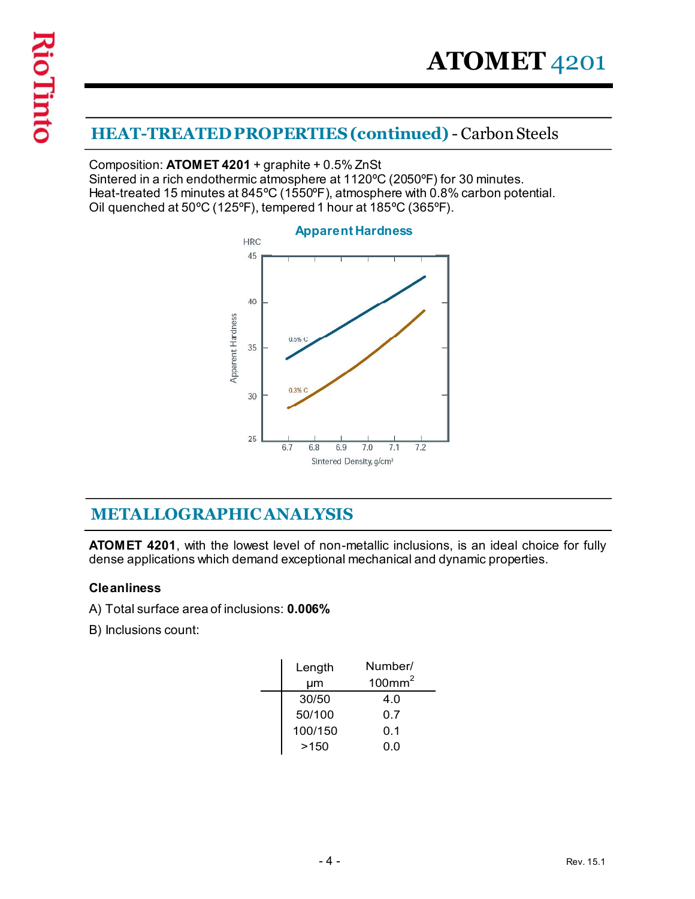# ATOMET 4201

## HEAT-TREATED PROPERTIES (continued) - Carbon Steels

Composition: **ATOMET 4201** + graphite + 0.5% ZnSt
Sintered in a rich endothermic atmosphere at 1120ºC (2050ºF) for 30 minutes.
Heat-treated 15 minutes at 845ºC (1550ºF), atmosphere with 0.8% carbon potential.
Oil quenched at 50ºC (125ºF), tempered 1 hour at 185ºC (365ºF).

**Apparent Hardness**

## METALLOGRAPHIC ANALYSIS

**ATOMET 4201**, with the lowest level of non-metallic inclusions, is an ideal choice for fully dense applications which demand exceptional mechanical and dynamic properties.

### Cleanliness

A) Total surface area of inclusions: **0.006%**

B) Inclusions count:

| Length µm | Number/ 100mm$^2$ |
|---|---|
| 30/50 | 4.0 |
| 50/100 | 0.7 |
| 100/150 | 0.1 |
| >150 | 0.0 |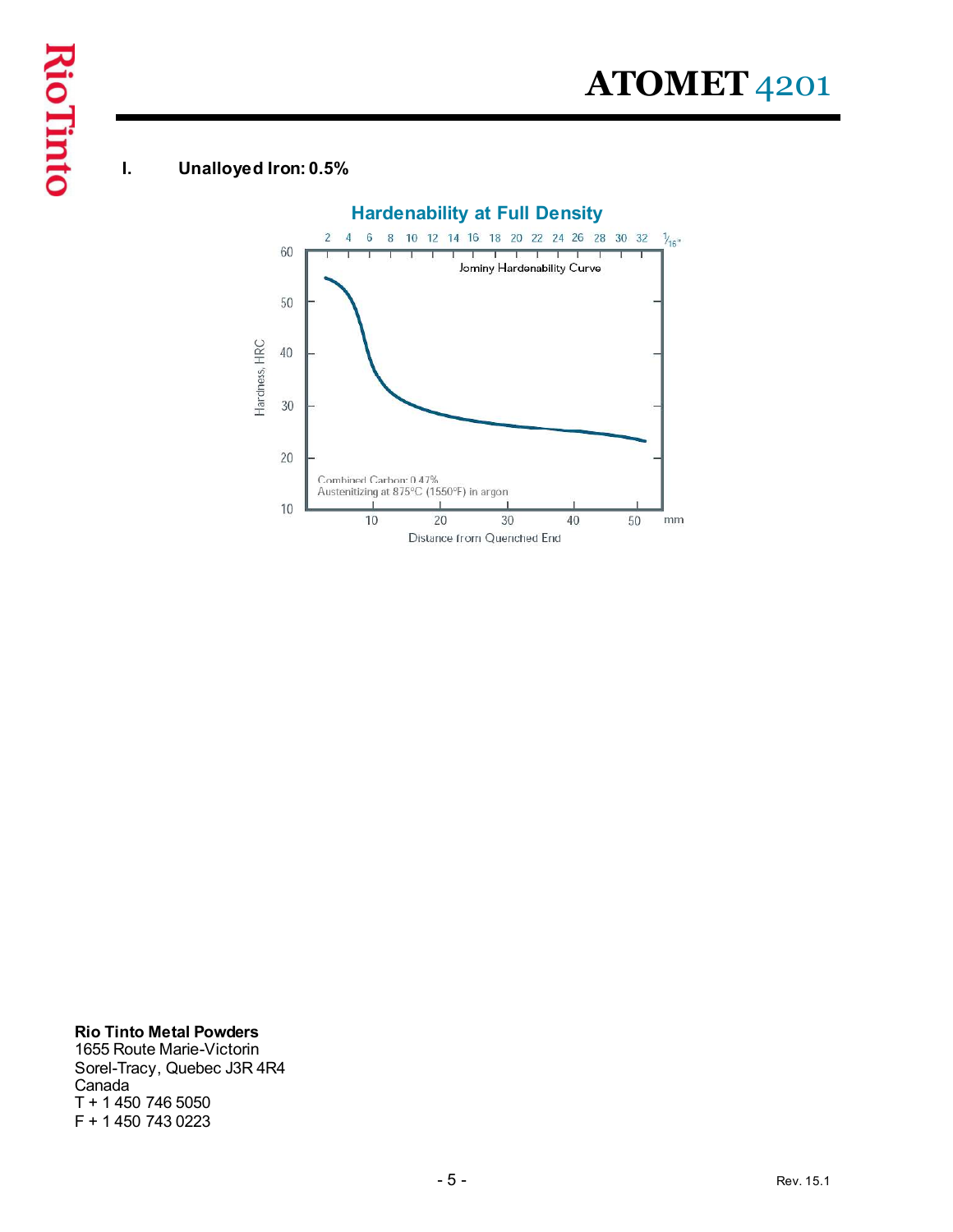## I. Unalloyed Iron: 0.5%

**Hardenability at Full Density**

Jominy Hardenability Curve

2 4 6 8 10 12 14 16 18 20 22 24 26 28 30 32 1/16"

Hardness, HRC

60 50 40 30 20 10

Combined Carbon: 0.47%
Austenitizing at 875°C (1550°F) in argon

10 20 30 40 50 mm

Distance from Quenched End

**Rio Tinto Metal Powders**
1655 Route Marie-Victorin
Sorel-Tracy, Quebec J3R 4R4
Canada
T + 1 450 746 5050
F + 1 450 743 0223

Rev. 15.1